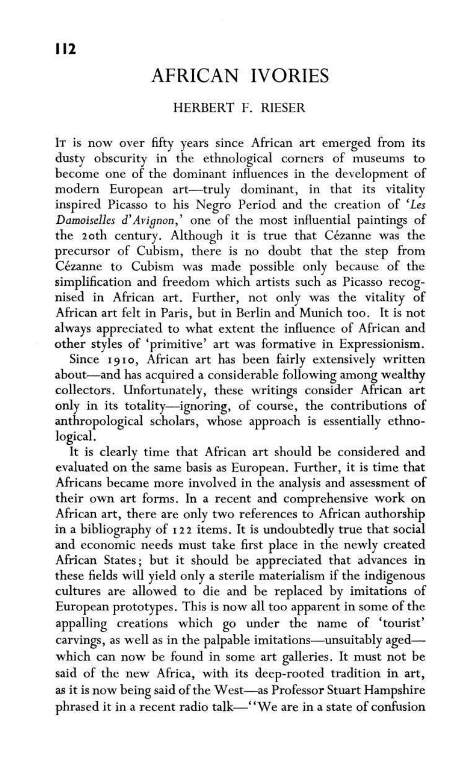# AFRICAN IVORIES

HERBERT F. RIESER

It is now over fifty years since African art emerged from its dusty obscurity in the ethnological corners of museums to become one of the dominant influences in the development of modern European art—truly dominant, in that its vitality inspired Picasso to his Negro Period and the creation of '*Les Damoiselles d'Avignon*,' one of the most influential paintings of the 20th century. Although it is true that Cézanne was the precursor of Cubism, there is no doubt that the step from Cézanne to Cubism was made possible only because of the simplification and freedom which artists such as Picasso recognised in African art. Further, not only was the vitality of African art felt in Paris, but in Berlin and Munich too. It is not always appreciated to what extent the influence of African and other styles of 'primitive' art was formative in Expressionism.

Since 1910, African art has been fairly extensively written about—and has acquired a considerable following among wealthy collectors. Unfortunately, these writings consider African art only in its totality—ignoring, of course, the contributions of anthropological scholars, whose approach is essentially ethnological.

It is clearly time that African art should be considered and evaluated on the same basis as European. Further, it is time that Africans became more involved in the analysis and assessment of their own art forms. In a recent and comprehensive work on African art, there are only two references to African authorship in a bibliography of 122 items. It is undoubtedly true that social and economic needs must take first place in the newly created African States; but it should be appreciated that advances in these fields will yield only a sterile materialism if the indigenous cultures are allowed to die and be replaced by imitations of European prototypes. This is now all too apparent in some of the appalling creations which go under the name of 'tourist' carvings, as well as in the palpable imitations—unsuitably aged—which can now be found in some art galleries. It must not be said of the new Africa, with its deep-rooted tradition in art, as it is now being said of the West—as Professor Stuart Hampshire phrased it in a recent radio talk—"We are in a state of confusion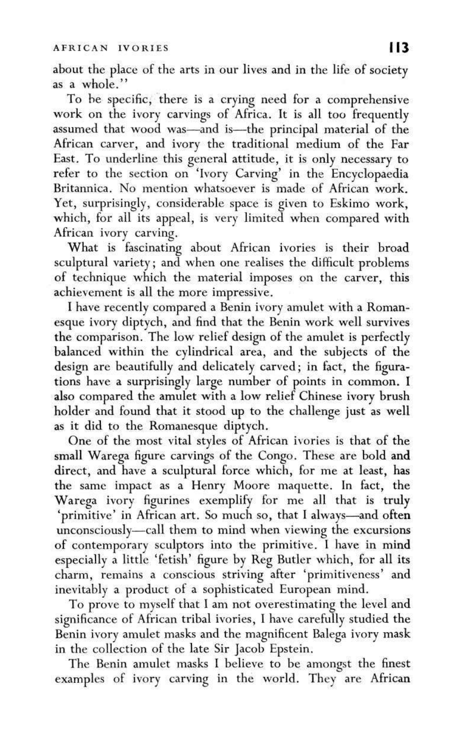about the place of the arts in our lives and in the life of society as a whole."

To be specific, there is a crying need for a comprehensive work on the ivory carvings of Africa. It is all too frequently assumed that wood was—and is—the principal material of the African carver, and ivory the traditional medium of the Far East. To underline this general attitude, it is only necessary to refer to the section on 'Ivory Carving' in the Encyclopaedia Britannica. No mention whatsoever is made of African work. Yet, surprisingly, considerable space is given to Eskimo work, which, for all its appeal, is very limited when compared with African ivory carving.

What is fascinating about African ivories is their broad sculptural variety; and when one realises the difficult problems of technique which the material imposes on the carver, this achievement is all the more impressive.

I have recently compared a Benin ivory amulet with a Romanesque ivory diptych, and find that the Benin work well survives the comparison. The low relief design of the amulet is perfectly balanced within the cylindrical area, and the subjects of the design are beautifully and delicately carved; in fact, the figurations have a surprisingly large number of points in common. I also compared the amulet with a low relief Chinese ivory brush holder and found that it stood up to the challenge just as well as it did to the Romanesque diptych.

One of the most vital styles of African ivories is that of the small Warega figure carvings of the Congo. These are bold and direct, and have a sculptural force which, for me at least, has the same impact as a Henry Moore maquette. In fact, the Warega ivory figurines exemplify for me all that is truly 'primitive' in African art. So much so, that I always—and often unconsciously—call them to mind when viewing the excursions of contemporary sculptors into the primitive. I have in mind especially a little 'fetish' figure by Reg Butler which, for all its charm, remains a conscious striving after 'primitiveness' and inevitably a product of a sophisticated European mind.

To prove to myself that I am not overestimating the level and significance of African tribal ivories, I have carefully studied the Benin ivory amulet masks and the magnificent Balega ivory mask in the collection of the late Sir Jacob Epstein.

The Benin amulet masks I believe to be amongst the finest examples of ivory carving in the world. They are African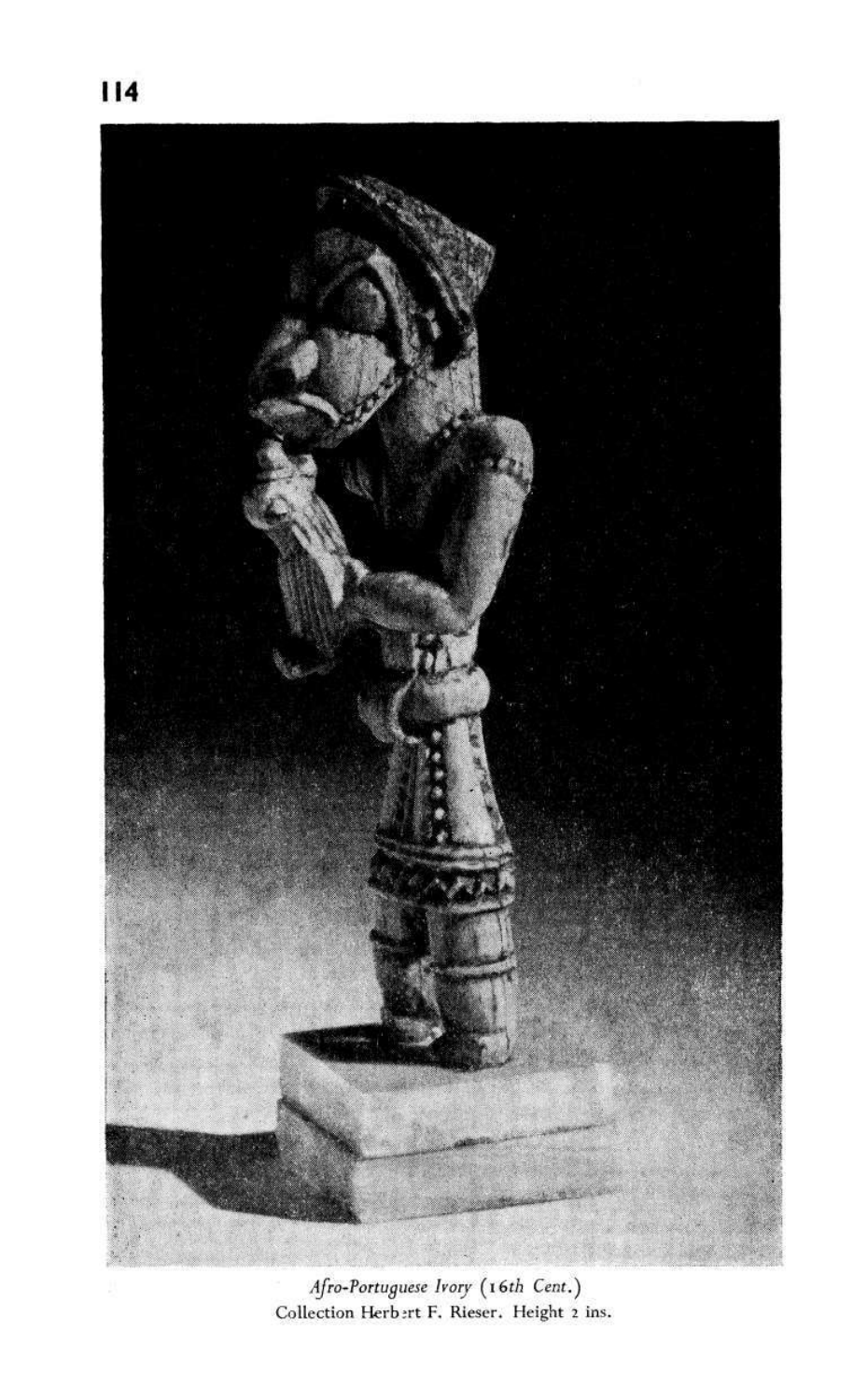*Afro-Portuguese Ivory* (16th Cent.)
Collection Herbert F. Rieser. Height 2 ins.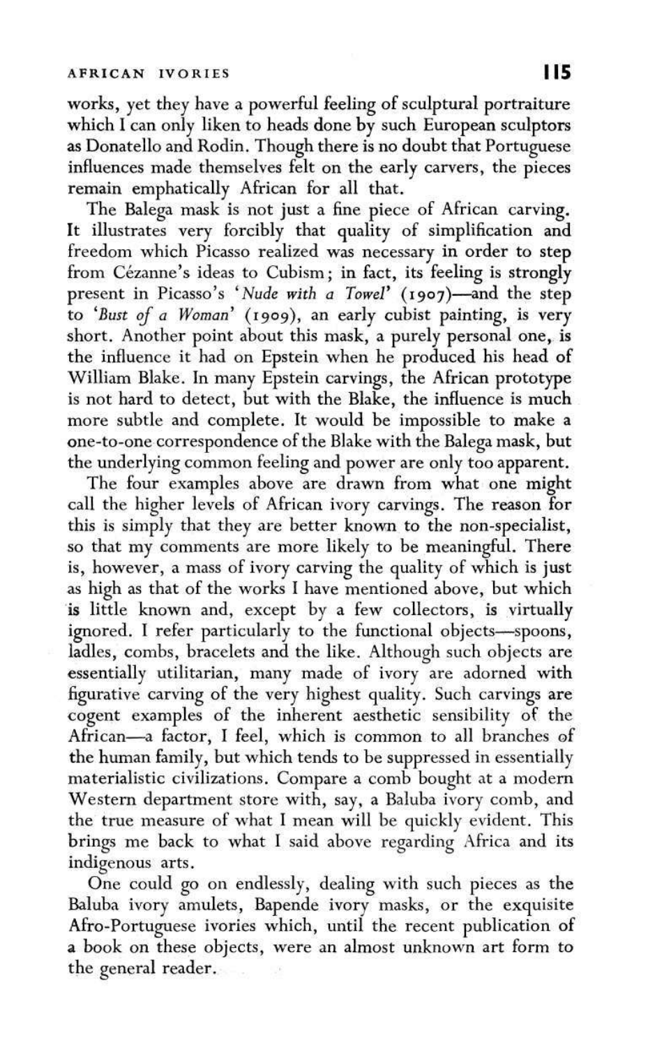works, yet they have a powerful feeling of sculptural portraiture which I can only liken to heads done by such European sculptors as Donatello and Rodin. Though there is no doubt that Portuguese influences made themselves felt on the early carvers, the pieces remain emphatically African for all that.

The Balega mask is not just a fine piece of African carving. It illustrates very forcibly that quality of simplification and freedom which Picasso realized was necessary in order to step from Cézanne's ideas to Cubism; in fact, its feeling is strongly present in Picasso's '*Nude with a Towel*' (1907)—and the step to '*Bust of a Woman*' (1909), an early cubist painting, is very short. Another point about this mask, a purely personal one, is the influence it had on Epstein when he produced his head of William Blake. In many Epstein carvings, the African prototype is not hard to detect, but with the Blake, the influence is much more subtle and complete. It would be impossible to make a one-to-one correspondence of the Blake with the Balega mask, but the underlying common feeling and power are only too apparent.

The four examples above are drawn from what one might call the higher levels of African ivory carvings. The reason for this is simply that they are better known to the non-specialist, so that my comments are more likely to be meaningful. There is, however, a mass of ivory carving the quality of which is just as high as that of the works I have mentioned above, but which is little known and, except by a few collectors, is virtually ignored. I refer particularly to the functional objects—spoons, ladles, combs, bracelets and the like. Although such objects are essentially utilitarian, many made of ivory are adorned with figurative carving of the very highest quality. Such carvings are cogent examples of the inherent aesthetic sensibility of the African—a factor, I feel, which is common to all branches of the human family, but which tends to be suppressed in essentially materialistic civilizations. Compare a comb bought at a modern Western department store with, say, a Baluba ivory comb, and the true measure of what I mean will be quickly evident. This brings me back to what I said above regarding Africa and its indigenous arts.

One could go on endlessly, dealing with such pieces as the Baluba ivory amulets, Bapende ivory masks, or the exquisite Afro-Portuguese ivories which, until the recent publication of a book on these objects, were an almost unknown art form to the general reader.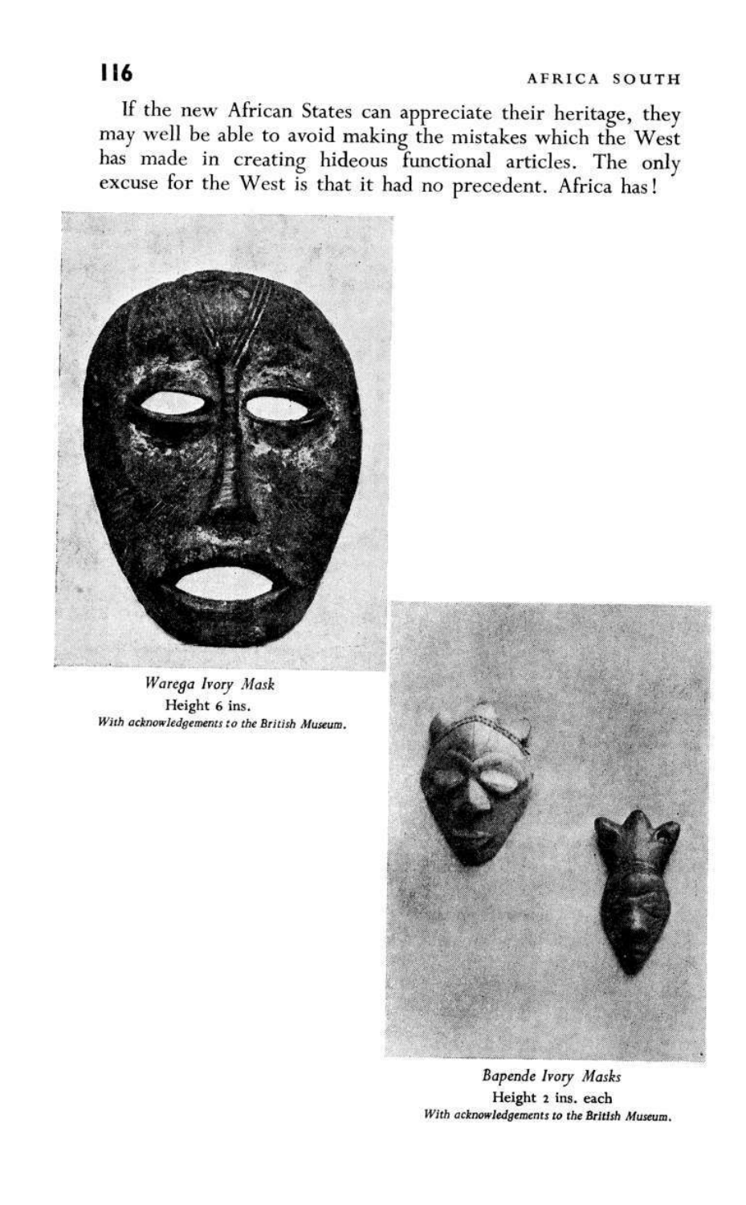If the new African States can appreciate their heritage, they may well be able to avoid making the mistakes which the West has made in creating hideous functional articles. The only excuse for the West is that it had no precedent. Africa has!

*Warega Ivory Mask*
Height 6 ins.
*With acknowledgements to the British Museum.*

*Bapende Ivory Masks*
Height 2 ins. each
*With acknowledgements to the British Museum.*